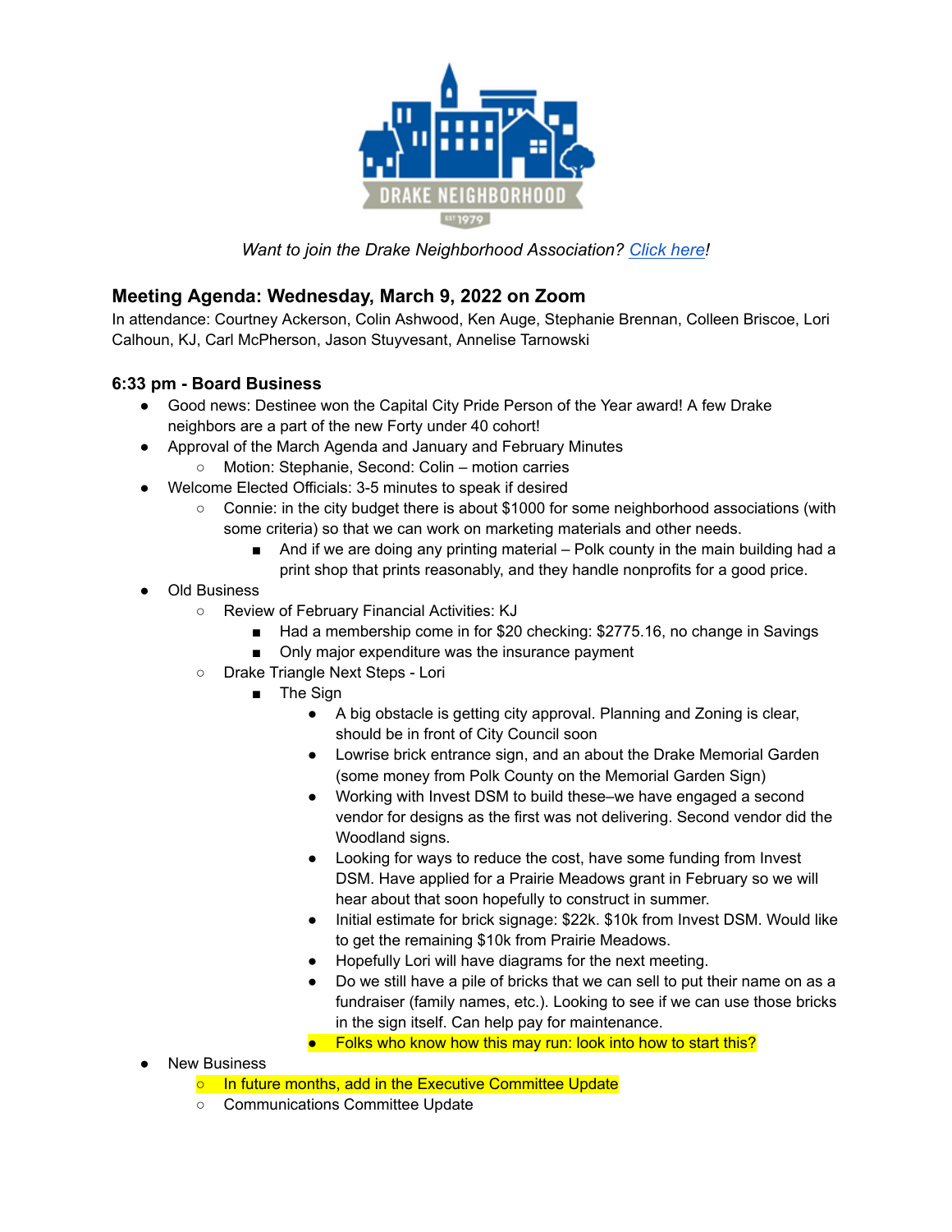*Want to join the Drake Neighborhood Association? [Click here](#)!*

## Meeting Agenda: Wednesday, March 9, 2022 on Zoom

In attendance: Courtney Ackerson, Colin Ashwood, Ken Auge, Stephanie Brennan, Colleen Briscoe, Lori Calhoun, KJ, Carl McPherson, Jason Stuyvesant, Annelise Tarnowski

### 6:33 pm - Board Business

- Good news: Destinee won the Capital City Pride Person of the Year award! A few Drake neighbors are a part of the new Forty under 40 cohort!
- Approval of the March Agenda and January and February Minutes
  - Motion: Stephanie, Second: Colin – motion carries
- Welcome Elected Officials: 3-5 minutes to speak if desired
  - Connie: in the city budget there is about $1000 for some neighborhood associations (with some criteria) so that we can work on marketing materials and other needs.
    - And if we are doing any printing material – Polk county in the main building had a print shop that prints reasonably, and they handle nonprofits for a good price.
- Old Business
  - Review of February Financial Activities: KJ
    - Had a membership come in for $20 checking: $2775.16, no change in Savings
    - Only major expenditure was the insurance payment
  - Drake Triangle Next Steps - Lori
    - The Sign
      - A big obstacle is getting city approval. Planning and Zoning is clear, should be in front of City Council soon
      - Lowrise brick entrance sign, and an about the Drake Memorial Garden (some money from Polk County on the Memorial Garden Sign)
      - Working with Invest DSM to build these–we have engaged a second vendor for designs as the first was not delivering. Second vendor did the Woodland signs.
      - Looking for ways to reduce the cost, have some funding from Invest DSM. Have applied for a Prairie Meadows grant in February so we will hear about that soon hopefully to construct in summer.
      - Initial estimate for brick signage: $22k. $10k from Invest DSM. Would like to get the remaining $10k from Prairie Meadows.
      - Hopefully Lori will have diagrams for the next meeting.
      - Do we still have a pile of bricks that we can sell to put their name on as a fundraiser (family names, etc.). Looking to see if we can use those bricks in the sign itself. Can help pay for maintenance.
      - Folks who know how this may run: look into how to start this?
- New Business
  - In future months, add in the Executive Committee Update
  - Communications Committee Update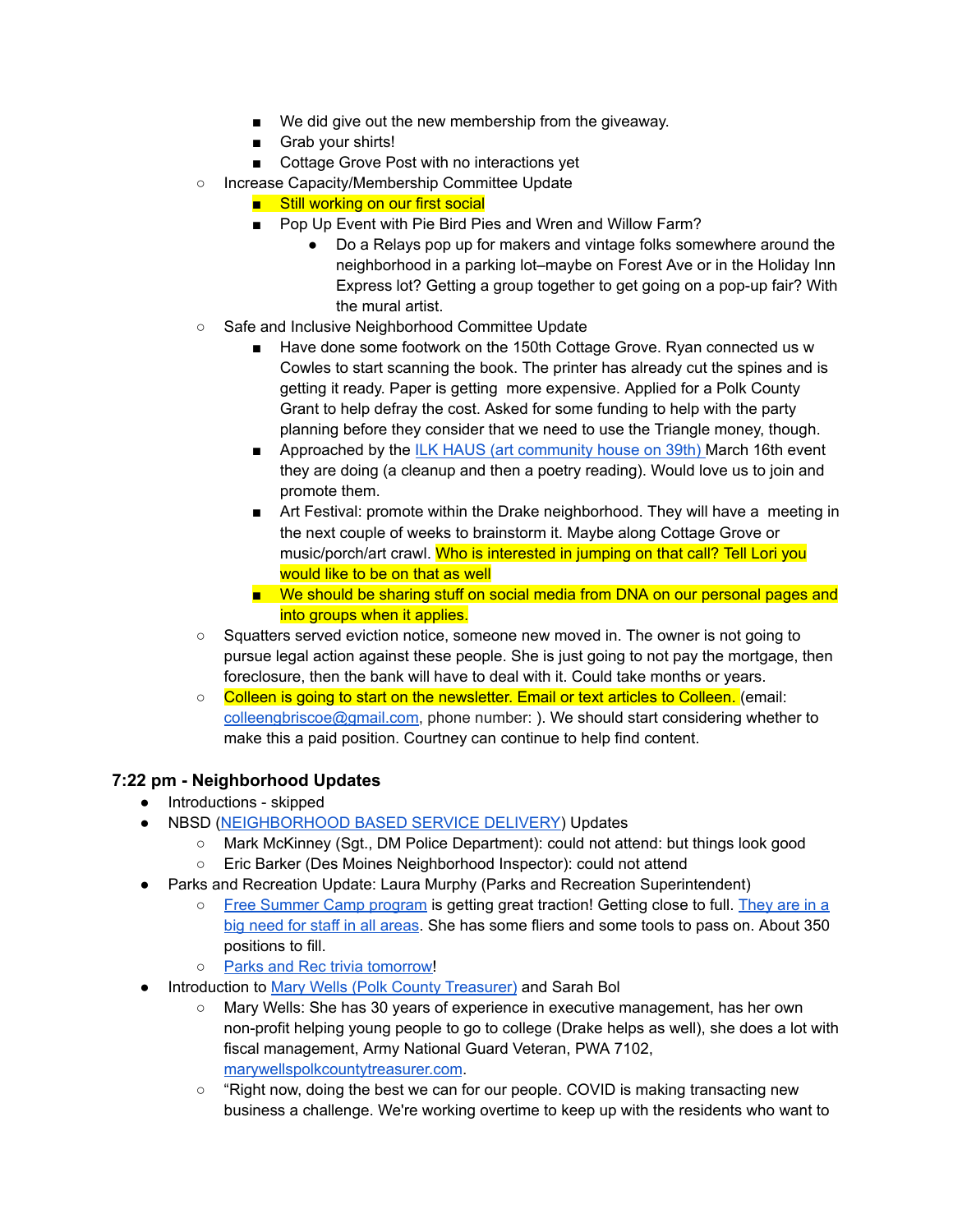- We did give out the new membership from the giveaway.
        - Grab your shirts!
        - Cottage Grove Post with no interactions yet
    - Increase Capacity/Membership Committee Update
        - Still working on our first social
        - Pop Up Event with Pie Bird Pies and Wren and Willow Farm?
            - Do a Relays pop up for makers and vintage folks somewhere around the neighborhood in a parking lot–maybe on Forest Ave or in the Holiday Inn Express lot? Getting a group together to get going on a pop-up fair? With the mural artist.
    - Safe and Inclusive Neighborhood Committee Update
        - Have done some footwork on the 150th Cottage Grove. Ryan connected us w Cowles to start scanning the book. The printer has already cut the spines and is getting it ready. Paper is getting more expensive. Applied for a Polk County Grant to help defray the cost. Asked for some funding to help with the party planning before they consider that we need to use the Triangle money, though.
        - Approached by the [ILK HAUS (art community house on 39th)](#) March 16th event they are doing (a cleanup and then a poetry reading). Would love us to join and promote them.
        - Art Festival: promote within the Drake neighborhood. They will have a meeting in the next couple of weeks to brainstorm it. Maybe along Cottage Grove or music/porch/art crawl. Who is interested in jumping on that call? Tell Lori you would like to be on that as well
        - We should be sharing stuff on social media from DNA on our personal pages and into groups when it applies.
    - Squatters served eviction notice, someone new moved in. The owner is not going to pursue legal action against these people. She is just going to not pay the mortgage, then foreclosure, then the bank will have to deal with it. Could take months or years.
    - Colleen is going to start on the newsletter. Email or text articles to Colleen. (email: [colleengbriscoe@gmail.com](mailto:colleengbriscoe@gmail.com), phone number: ). We should start considering whether to make this a paid position. Courtney can continue to help find content.

### 7:22 pm - Neighborhood Updates

- Introductions - skipped
- NBSD ([NEIGHBORHOOD BASED SERVICE DELIVERY](#)) Updates
    - Mark McKinney (Sgt., DM Police Department): could not attend: but things look good
    - Eric Barker (Des Moines Neighborhood Inspector): could not attend
- Parks and Recreation Update: Laura Murphy (Parks and Recreation Superintendent)
    - [Free Summer Camp program](#) is getting great traction! Getting close to full. [They are in a big need for staff in all areas](#). She has some fliers and some tools to pass on. About 350 positions to fill.
    - [Parks and Rec trivia tomorrow](#)!
- Introduction to [Mary Wells (Polk County Treasurer)](#) and Sarah Bol
    - Mary Wells: She has 30 years of experience in executive management, has her own non-profit helping young people to go to college (Drake helps as well), she does a lot with fiscal management, Army National Guard Veteran, PWA 7102, [marywellspolkcountytreasurer.com](#).
    - "Right now, doing the best we can for our people. COVID is making transacting new business a challenge. We're working overtime to keep up with the residents who want to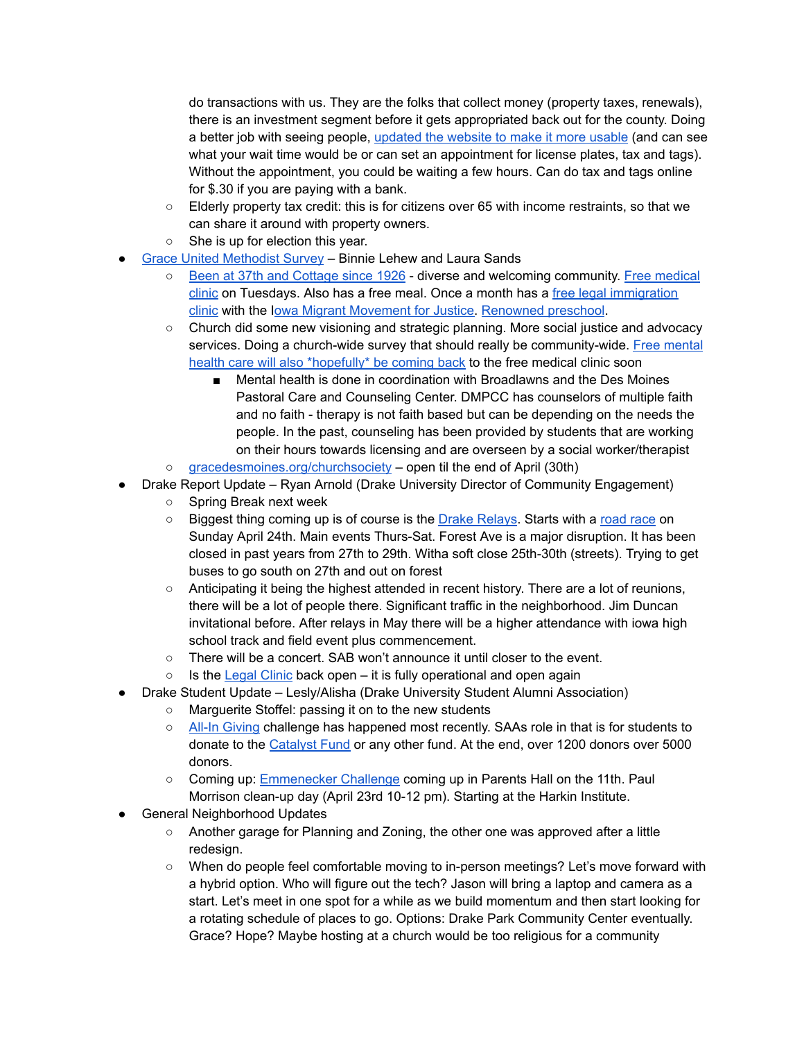do transactions with us. They are the folks that collect money (property taxes, renewals), there is an investment segment before it gets appropriated back out for the county. Doing a better job with seeing people, updated the website to make it more usable (and can see what your wait time would be or can set an appointment for license plates, tax and tags). Without the appointment, you could be waiting a few hours. Can do tax and tags online for $.30 if you are paying with a bank.

  - Elderly property tax credit: this is for citizens over 65 with income restraints, so that we can share it around with property owners.
  - She is up for election this year.
- Grace United Methodist Survey – Binnie Lehew and Laura Sands
  - Been at 37th and Cottage since 1926 - diverse and welcoming community. Free medical clinic on Tuesdays. Also has a free meal. Once a month has a free legal immigration clinic with the Iowa Migrant Movement for Justice. Renowned preschool.
  - Church did some new visioning and strategic planning. More social justice and advocacy services. Doing a church-wide survey that should really be community-wide. Free mental health care will also *hopefully* be coming back to the free medical clinic soon
    - Mental health is done in coordination with Broadlawns and the Des Moines Pastoral Care and Counseling Center. DMPCC has counselors of multiple faith and no faith - therapy is not faith based but can be depending on the needs the people. In the past, counseling has been provided by students that are working on their hours towards licensing and are overseen by a social worker/therapist
  - gracedesmoines.org/churchsociety – open til the end of April (30th)
- Drake Report Update – Ryan Arnold (Drake University Director of Community Engagement)
  - Spring Break next week
  - Biggest thing coming up is of course is the Drake Relays. Starts with a road race on Sunday April 24th. Main events Thurs-Sat. Forest Ave is a major disruption. It has been closed in past years from 27th to 29th. Witha soft close 25th-30th (streets). Trying to get buses to go south on 27th and out on forest
  - Anticipating it being the highest attended in recent history. There are a lot of reunions, there will be a lot of people there. Significant traffic in the neighborhood. Jim Duncan invitational before. After relays in May there will be a higher attendance with iowa high school track and field event plus commencement.
  - There will be a concert. SAB won't announce it until closer to the event.
  - Is the Legal Clinic back open – it is fully operational and open again
- Drake Student Update – Lesly/Alisha (Drake University Student Alumni Association)
  - Marguerite Stoffel: passing it on to the new students
  - All-In Giving challenge has happened most recently. SAAs role in that is for students to donate to the Catalyst Fund or any other fund. At the end, over 1200 donors over 5000 donors.
  - Coming up: Emmenecker Challenge coming up in Parents Hall on the 11th. Paul Morrison clean-up day (April 23rd 10-12 pm). Starting at the Harkin Institute.
- General Neighborhood Updates
  - Another garage for Planning and Zoning, the other one was approved after a little redesign.
  - When do people feel comfortable moving to in-person meetings? Let's move forward with a hybrid option. Who will figure out the tech? Jason will bring a laptop and camera as a start. Let's meet in one spot for a while as we build momentum and then start looking for a rotating schedule of places to go. Options: Drake Park Community Center eventually. Grace? Hope? Maybe hosting at a church would be too religious for a community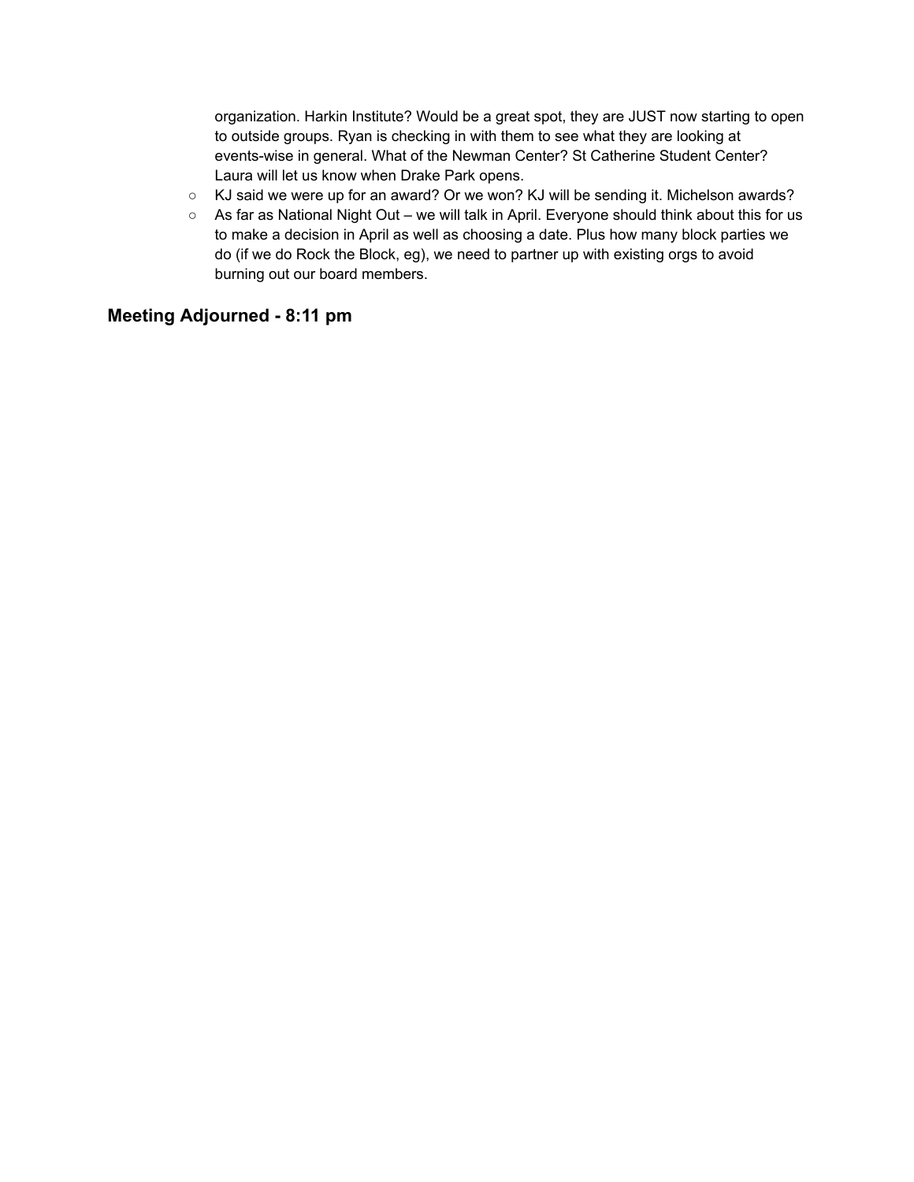organization. Harkin Institute? Would be a great spot, they are JUST now starting to open to outside groups. Ryan is checking in with them to see what they are looking at events-wise in general. What of the Newman Center? St Catherine Student Center? Laura will let us know when Drake Park opens.

- KJ said we were up for an award? Or we won? KJ will be sending it. Michelson awards?
- As far as National Night Out – we will talk in April. Everyone should think about this for us to make a decision in April as well as choosing a date. Plus how many block parties we do (if we do Rock the Block, eg), we need to partner up with existing orgs to avoid burning out our board members.

### Meeting Adjourned - 8:11 pm